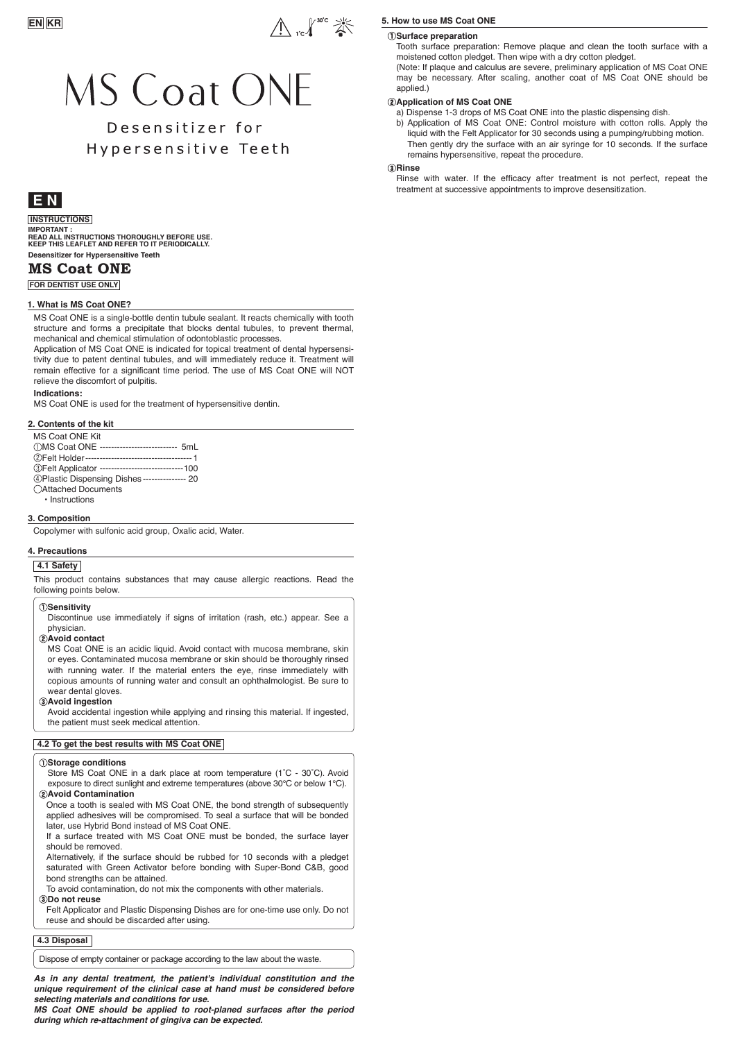EN KR

# MS Coat ONE

## Desensitizer for Hypersensitive Teeth

**EN**

**INSTRUCTIONS**

**IMPORTANT :**
**READ ALL INSTRUCTIONS THOROUGHLY BEFORE USE.**
**KEEP THIS LEAFLET AND REFER TO IT PERIODICALLY.**

**Desensitizer for Hypersensitive Teeth**

## MS Coat ONE

**FOR DENTIST USE ONLY**

### 1. What is MS Coat ONE?

MS Coat ONE is a single-bottle dentin tubule sealant. It reacts chemically with tooth structure and forms a precipitate that blocks dental tubules, to prevent thermal, mechanical and chemical stimulation of odontoblastic processes.

Application of MS Coat ONE is indicated for topical treatment of dental hypersensitivity due to patent dentinal tubules, and will immediately reduce it. Treatment will remain effective for a significant time period. The use of MS Coat ONE will NOT relieve the discomfort of pulpitis.

**Indications:**

MS Coat ONE is used for the treatment of hypersensitive dentin.

### 2. Contents of the kit

MS Coat ONE Kit

① MS Coat ONE ---------------------------- 5mL
② Felt Holder ------------------------------------ 1
③ Felt Applicator ----------------------------- 100
④ Plastic Dispensing Dishes --------------- 20
○ Attached Documents
- Instructions

### 3. Composition

Copolymer with sulfonic acid group, Oxalic acid, Water.

### 4. Precautions

#### 4.1 Safety

This product contains substances that may cause allergic reactions. Read the following points below.

**① Sensitivity**

Discontinue use immediately if signs of irritation (rash, etc.) appear. See a physician.

**② Avoid contact**

MS Coat ONE is an acidic liquid. Avoid contact with mucosa membrane, skin or eyes. Contaminated mucosa membrane or skin should be thoroughly rinsed with running water. If the material enters the eye, rinse immediately with copious amounts of running water and consult an ophthalmologist. Be sure to wear dental gloves.

**③ Avoid ingestion**

Avoid accidental ingestion while applying and rinsing this material. If ingested, the patient must seek medical attention.

#### 4.2 To get the best results with MS Coat ONE

**① Storage conditions**

Store MS Coat ONE in a dark place at room temperature (1˚C - 30˚C). Avoid exposure to direct sunlight and extreme temperatures (above 30°C or below 1°C).

**② Avoid Contamination**

Once a tooth is sealed with MS Coat ONE, the bond strength of subsequently applied adhesives will be compromised. To seal a surface that will be bonded later, use Hybrid Bond instead of MS Coat ONE.

If a surface treated with MS Coat ONE must be bonded, the surface layer should be removed.

Alternatively, if the surface should be rubbed for 10 seconds with a pledget saturated with Green Activator before bonding with Super-Bond C&B, good bond strengths can be attained.

To avoid contamination, do not mix the components with other materials.

**③ Do not reuse**

Felt Applicator and Plastic Dispensing Dishes are for one-time use only. Do not reuse and should be discarded after using.

#### 4.3 Disposal

Dispose of empty container or package according to the law about the waste.

***As in any dental treatment, the patient's individual constitution and the unique requirement of the clinical case at hand must be considered before selecting materials and conditions for use.***

***MS Coat ONE should be applied to root-planed surfaces after the period during which re-attachment of gingiva can be expected.***

### 5. How to use MS Coat ONE

**① Surface preparation**

Tooth surface preparation: Remove plaque and clean the tooth surface with a moistened cotton pledget. Then wipe with a dry cotton pledget.

(Note: If plaque and calculus are severe, preliminary application of MS Coat ONE may be necessary. After scaling, another coat of MS Coat ONE should be applied.)

**② Application of MS Coat ONE**

a) Dispense 1-3 drops of MS Coat ONE into the plastic dispensing dish.

b) Application of MS Coat ONE: Control moisture with cotton rolls. Apply the liquid with the Felt Applicator for 30 seconds using a pumping/rubbing motion. Then gently dry the surface with an air syringe for 10 seconds. If the surface remains hypersensitive, repeat the procedure.

**③ Rinse**

Rinse with water. If the efficacy after treatment is not perfect, repeat the treatment at successive appointments to improve desensitization.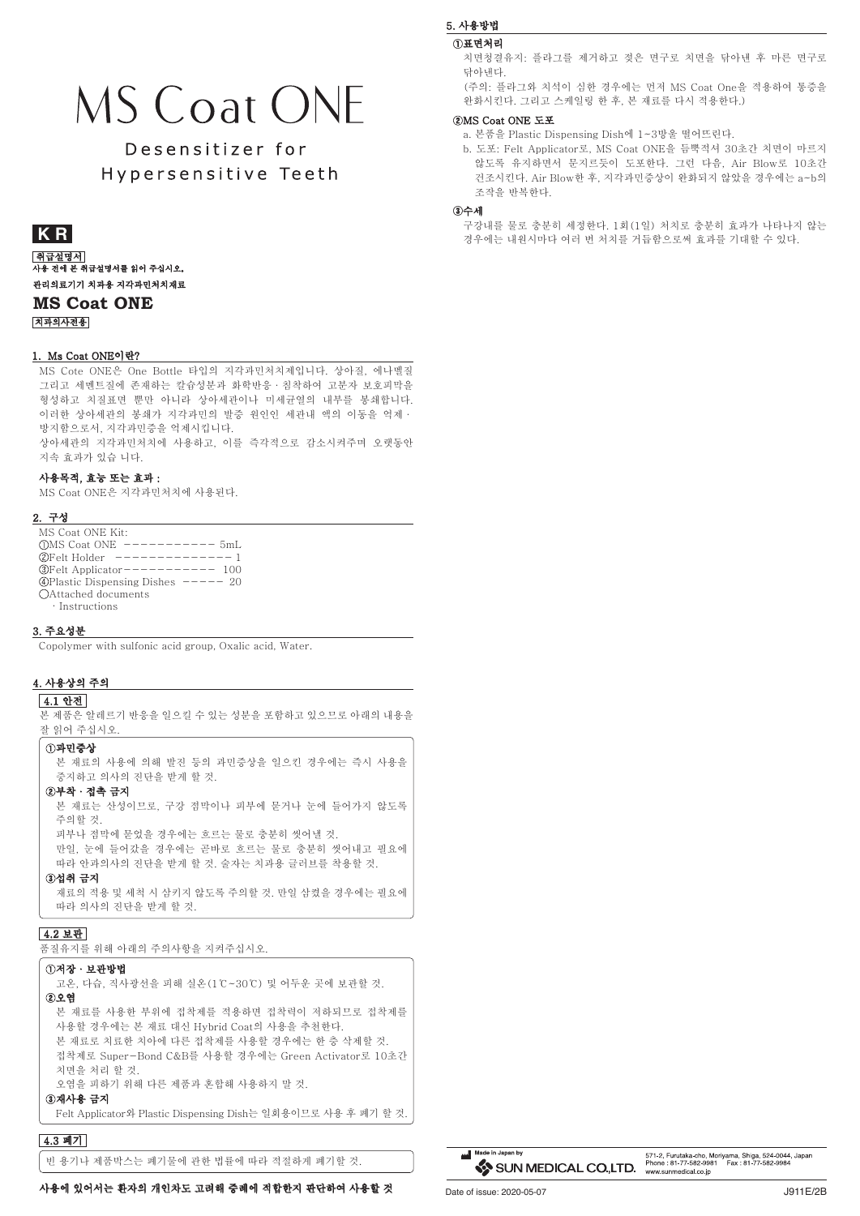# MS Coat ONE

Desensitizer for Hypersensitive Teeth

**KR**

취급설명서

**사용 전에 본 취급설명서를 읽어 주십시오.**

**관리의료기기 치과용 지각과민처치재료**

## MS Coat ONE

치과의사전용

## 1. Ms Coat ONE이란?

MS Cote ONE은 One Bottle 타입의 지각과민처치제입니다. 상아질, 에나멜질 그리고 세멘트질에 존재하는 칼슘성분과 화학반응·침착하여 고분자 보호피막을 형성하고 치질표면 뿐만 아니라 상아세관이나 미세균열의 내부를 봉쇄합니다. 이러한 상아세관의 봉쇄가 지각과민의 발증 원인인 세관내 액의 이동을 억제·방지함으로서, 지각과민증을 억제시킵니다.

상아세관의 지각과민처치에 사용하고, 이를 즉각적으로 감소시켜주며 오랫동안 지속 효과가 있습 니다.

### 사용목적, 효능 또는 효과 :

MS Coat ONE은 지각과민처치에 사용된다.

## 2. 구성

MS Coat ONE Kit:
①MS Coat ONE ------------ 5mL
②Felt Holder --------------- 1
③Felt Applicator------------ 100
④Plastic Dispensing Dishes ----- 20
○Attached documents
· Instructions

## 3. 주요성분

Copolymer with sulfonic acid group, Oxalic acid, Water.

## 4. 사용상의 주의

### 4.1 안전

본 제품은 알레르기 반응을 일으킬 수 있는 성분을 포함하고 있으므로 아래의 내용을 잘 읽어 주십시오.

**①과민증상**
본 재료의 사용에 의해 발진 등의 과민증상을 일으킨 경우에는 즉시 사용을 중지하고 의사의 진단을 받게 할 것.

**②부착·접촉 금지**
본 재료는 산성이므로, 구강 점막이나 피부에 묻거나 눈에 들어가지 않도록 주의할 것.
피부나 점막에 묻었을 경우에는 흐르는 물로 충분히 씻어낼 것.
만일, 눈에 들어갔을 경우에는 곧바로 흐르는 물로 충분히 씻어내고 필요에 따라 안과의사의 진단을 받게 할 것. 술자는 치과용 글러브를 착용할 것.

**③섭취 금지**
재료의 적용 및 세척 시 삼키지 않도록 주의할 것. 만일 삼켰을 경우에는 필요에 따라 의사의 진단을 받게 할 것.

### 4.2 보관

품질유지를 위해 아래의 주의사항을 지켜주십시오.

**①저장·보관방법**
고온, 다습, 직사광선을 피해 실온(1℃~30℃) 및 어두운 곳에 보관할 것.

**②오염**
본 재료를 사용한 부위에 접착제를 적용하면 접착력이 저하되므로 접착제를 사용할 경우에는 본 재료 대신 Hybrid Coat의 사용을 추천한다.
본 재료로 치료한 치아에 다른 접착제를 사용할 경우에는 한 층 삭제할 것.
접착제로 Super-Bond C&B를 사용할 경우에는 Green Activator로 10초간 치면을 처리 할 것.
오염을 피하기 위해 다른 제품과 혼합해 사용하지 말 것.

**③재사용 금지**
Felt Applicator와 Plastic Dispensing Dish는 일회용이므로 사용 후 폐기 할 것.

### 4.3 폐기

빈 용기나 제품박스는 폐기물에 관한 법률에 따라 적절하게 폐기할 것.

**사용에 있어서는 환자의 개인차도 고려해 증례에 적합한지 판단하여 사용할 것**

## 5. 사용방법

### ①표면처리

치면청결유지: 플라그를 제거하고 젖은 면구로 치면을 닦아낸 후 마른 면구로 닦아낸다.
(주의: 플라그와 치석이 심한 경우에는 먼저 MS Coat One을 적용하여 통증을 완화시킨다. 그리고 스케일링 한 후, 본 재료를 다시 적용한다.)

### ②MS Coat ONE 도포

a. 본품을 Plastic Dispensing Dish에 1-3방울 떨어뜨린다.
b. 도포: Felt Applicator로, MS Coat ONE을 듬뿍적셔 30초간 치면이 마르지 않도록 유지하면서 문지르듯이 도포한다. 그런 다음, Air Blow로 10초간 건조시킨다. Air Blow한 후, 지각과민증상이 완화되지 않았을 경우에는 a-b의 조작을 반복한다.

### ③수세

구강내를 물로 충분히 세정한다. 1회(1일) 처치로 충분히 효과가 나타나지 않는 경우에는 내원시마다 여러 번 처치를 거듭함으로써 효과를 기대할 수 있다.

Made in Japan by
SUN MEDICAL CO.,LTD.
571-2, Furutaka-cho, Moriyama, Shiga, 524-0044, Japan
Phone : 81-77-582-9981 Fax : 81-77-582-9984
www.sunmedical.co.jp

Date of issue: 2020-05-07

J911E/2B